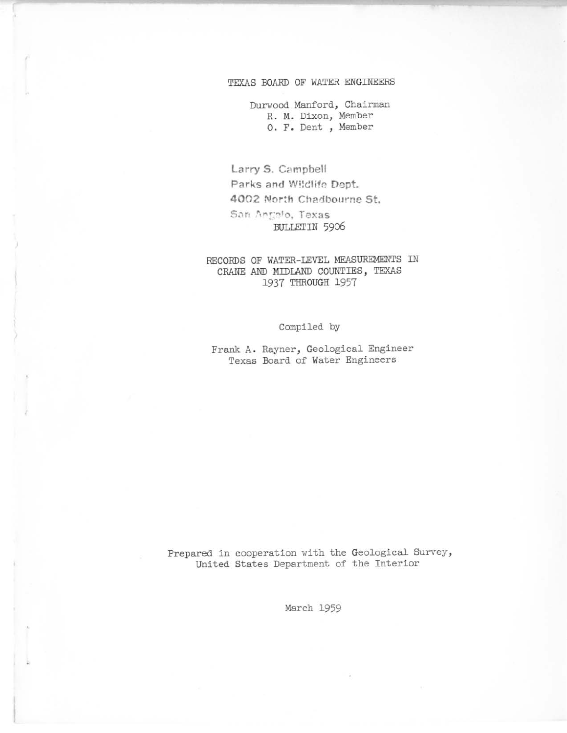TEXAS BOARD OF WATER ENGINEERS

Durwood Manford, Chairman
R. M. Dixon, Member
O. F. Dent , Member

Larry S. Campbell
Parks and Wildlife Dept.
4002 North Chadbourne St.
San Angelo, Texas

BULLETIN 5906

# RECORDS OF WATER-LEVEL MEASUREMENTS IN CRANE AND MIDLAND COUNTIES, TEXAS 1937 THROUGH 1957

Compiled by

Frank A. Rayner, Geological Engineer
Texas Board of Water Engineers

Prepared in cooperation with the Geological Survey,
United States Department of the Interior

March 1959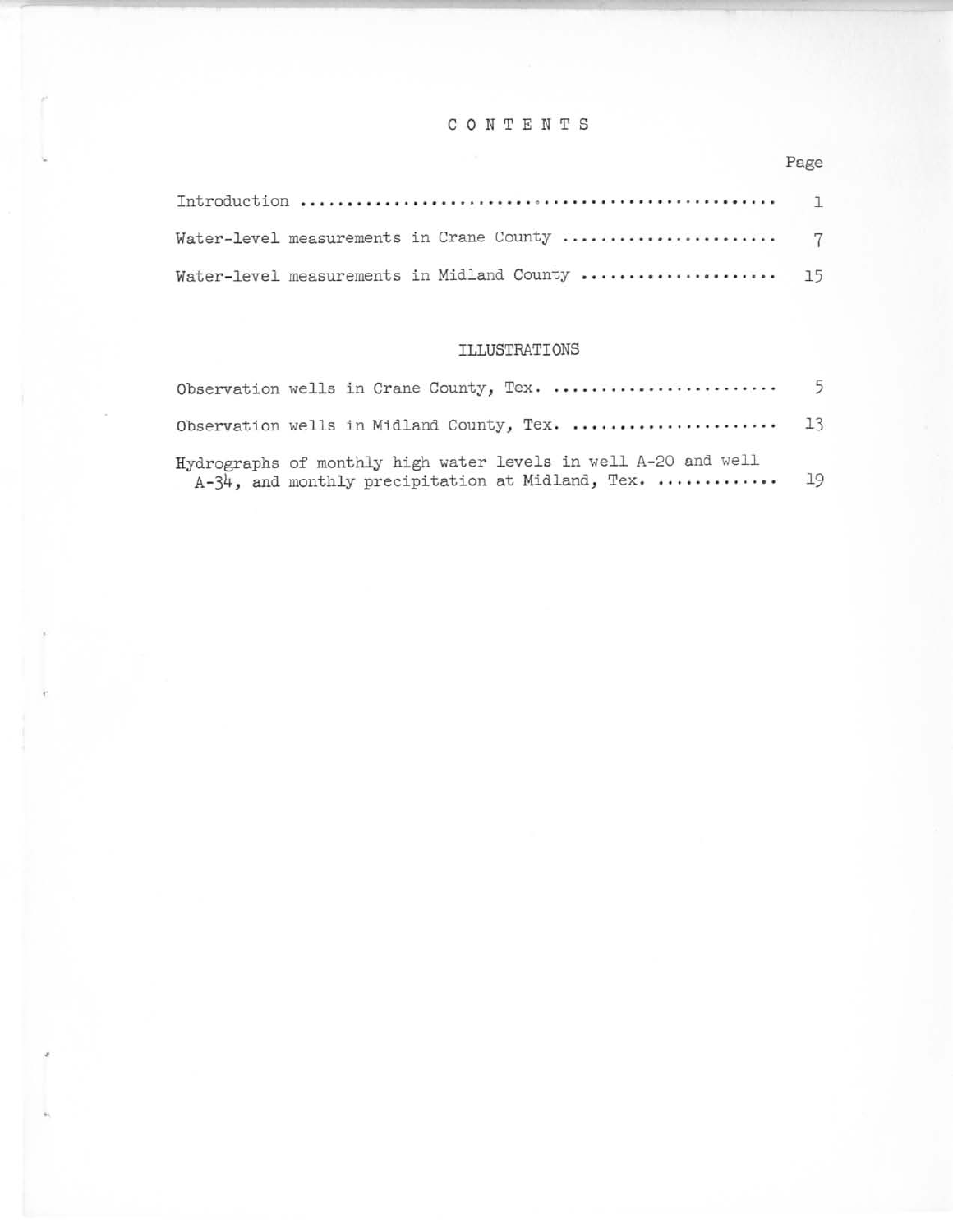# CONTENTS

| | Page |
|---|---|
| Introduction | 1 |
| Water-level measurements in Crane County | 7 |
| Water-level measurements in Midland County | 15 |

## ILLUSTRATIONS

| | Page |
|---|---|
| Observation wells in Crane County, Tex. | 5 |
| Observation wells in Midland County, Tex. | 13 |
| Hydrographs of monthly high water levels in well A-20 and well A-34, and monthly precipitation at Midland, Tex. | 19 |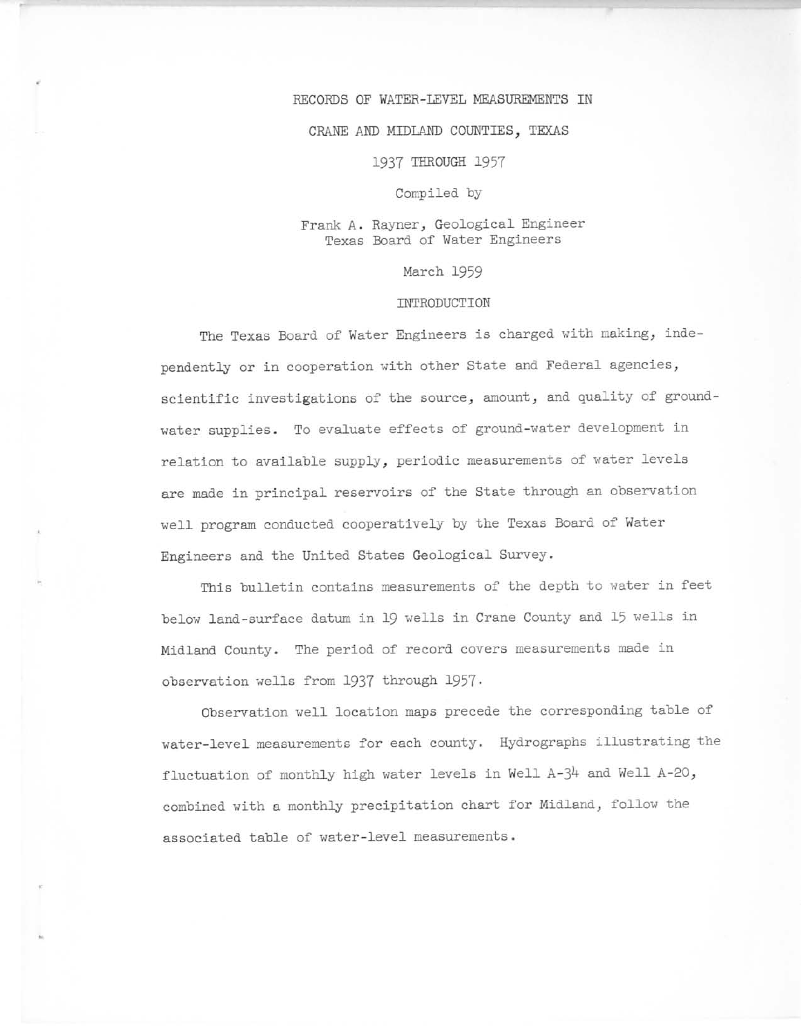# RECORDS OF WATER-LEVEL MEASUREMENTS IN CRANE AND MIDLAND COUNTIES, TEXAS

## 1937 THROUGH 1957

Compiled by

Frank A. Rayner, Geological Engineer
Texas Board of Water Engineers

March 1959

## INTRODUCTION

The Texas Board of Water Engineers is charged with making, independently or in cooperation with other State and Federal agencies, scientific investigations of the source, amount, and quality of ground-water supplies. To evaluate effects of ground-water development in relation to available supply, periodic measurements of water levels are made in principal reservoirs of the State through an observation well program conducted cooperatively by the Texas Board of Water Engineers and the United States Geological Survey.

This bulletin contains measurements of the depth to water in feet below land-surface datum in 19 wells in Crane County and 15 wells in Midland County. The period of record covers measurements made in observation wells from 1937 through 1957.

Observation well location maps precede the corresponding table of water-level measurements for each county. Hydrographs illustrating the fluctuation of monthly high water levels in Well A-34 and Well A-20, combined with a monthly precipitation chart for Midland, follow the associated table of water-level measurements.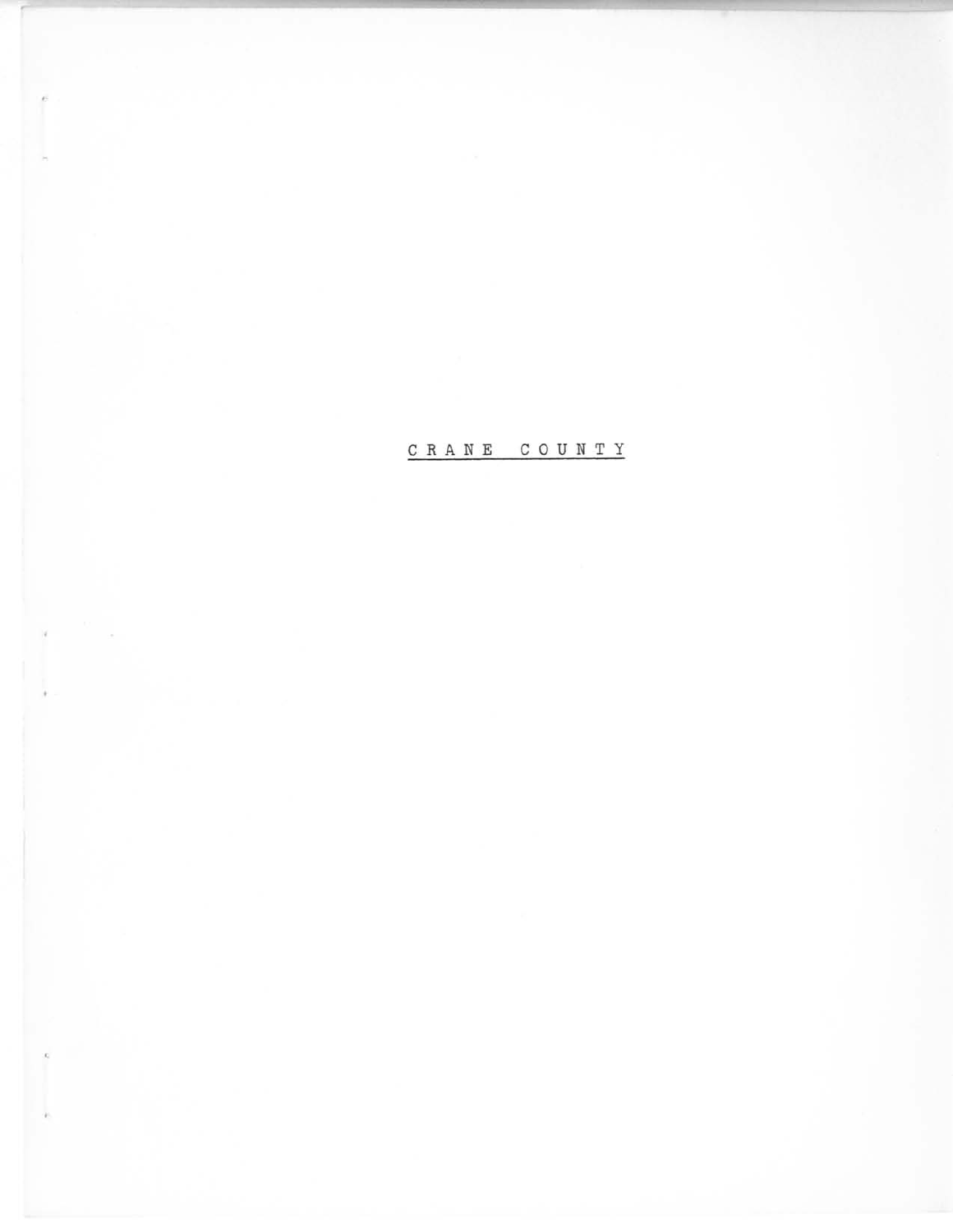# C R A N E   C O U N T Y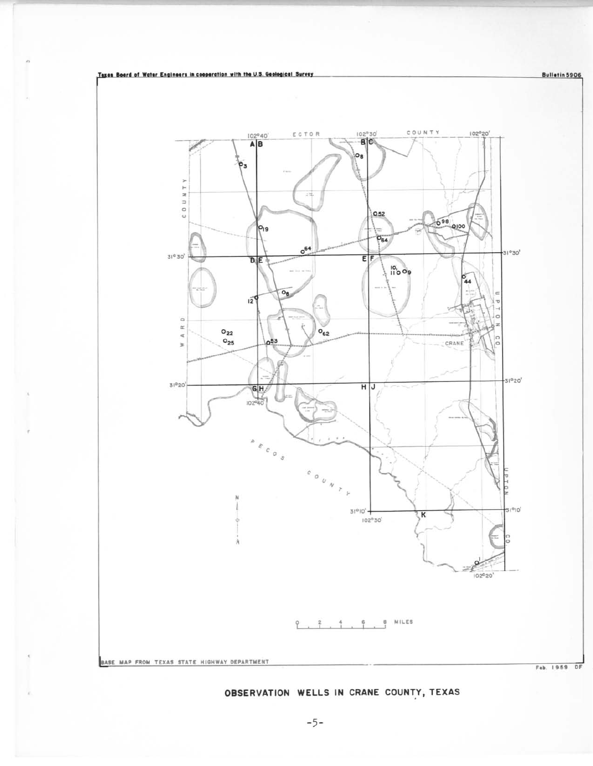Texas Board of Water Engineers in cooperation with the U.S. Geological Survey

Bulletin 5906

102°40' ECTOR COUNTY 102°30' 102°20'

A B B C

WARD COUNTY

UPTON CO.

31°30' D E E F 31°30'

CRANE

31°20' G H H J 31°20'

102°40'

PECOS COUNTY

31°10' K 31°10'

102°30'

102°20'

UPTON CO.

0 2 4 6 8 MILES

BASE MAP FROM TEXAS STATE HIGHWAY DEPARTMENT

Feb. 1959 DF

**OBSERVATION WELLS IN CRANE COUNTY, TEXAS**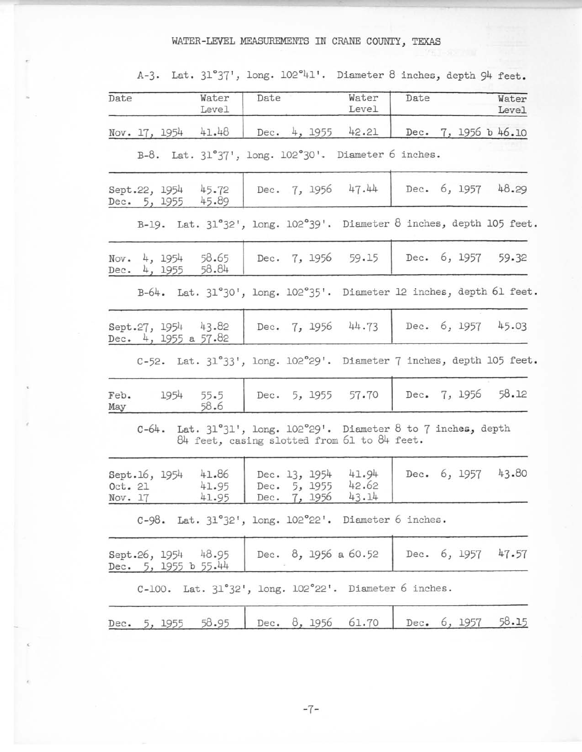# WATER-LEVEL MEASUREMENTS IN CRANE COUNTY, TEXAS

A-3. Lat. 31°37', long. 102°41'. Diameter 8 inches, depth 94 feet.

| Date | Water Level | Date | Water Level | Date | Water Level |
|---|---|---|---|---|---|
| Nov. 17, 1954 | 41.48 | Dec. 4, 1955 | 42.21 | Dec. 7, 1956 | b 46.10 |

B-8. Lat. 31°37', long. 102°30'. Diameter 6 inches.

| Date | Water Level | Date | Water Level | Date | Water Level |
|---|---|---|---|---|---|
| Sept.22, 1954 | 45.72 | Dec. 7, 1956 | 47.44 | Dec. 6, 1957 | 48.29 |
| Dec. 5, 1955 | 45.89 | | | | |

B-19. Lat. 31°32', long. 102°39'. Diameter 8 inches, depth 105 feet.

| Date | Water Level | Date | Water Level | Date | Water Level |
|---|---|---|---|---|---|
| Nov. 4, 1954 | 58.65 | Dec. 7, 1956 | 59.15 | Dec. 6, 1957 | 59.32 |
| Dec. 4, 1955 | 58.84 | | | | |

B-64. Lat. 31°30', long. 102°35'. Diameter 12 inches, depth 61 feet.

| Date | Water Level | Date | Water Level | Date | Water Level |
|---|---|---|---|---|---|
| Sept.27, 1954 | 43.82 | Dec. 7, 1956 | 44.73 | Dec. 6, 1957 | 45.03 |
| Dec. 4, 1955 | a 57.82 | | | | |

C-52. Lat. 31°33', long. 102°29'. Diameter 7 inches, depth 105 feet.

| Date | Water Level | Date | Water Level | Date | Water Level |
|---|---|---|---|---|---|
| Feb. 1954 | 55.5 | Dec. 5, 1955 | 57.70 | Dec. 7, 1956 | 58.12 |
| May | 58.6 | | | | |

C-64. Lat. 31°31', long. 102°29'. Diameter 8 to 7 inches, depth 84 feet, casing slotted from 61 to 84 feet.

| Date | Water Level | Date | Water Level | Date | Water Level |
|---|---|---|---|---|---|
| Sept.16, 1954 | 41.86 | Dec. 13, 1954 | 41.94 | Dec. 6, 1957 | 43.80 |
| Oct. 21 | 41.95 | Dec. 5, 1955 | 42.62 | | |
| Nov. 17 | 41.95 | Dec. 7, 1956 | 43.14 | | |

C-98. Lat. 31°32', long. 102°22'. Diameter 6 inches.

| Date | Water Level | Date | Water Level | Date | Water Level |
|---|---|---|---|---|---|
| Sept.26, 1954 | 48.95 | Dec. 8, 1956 | a 60.52 | Dec. 6, 1957 | 47.57 |
| Dec. 5, 1955 | b 55.44 | | | | |

C-100. Lat. 31°32', long. 102°22'. Diameter 6 inches.

| Date | Water Level | Date | Water Level | Date | Water Level |
|---|---|---|---|---|---|
| Dec. 5, 1955 | 58.95 | Dec. 8, 1956 | 61.70 | Dec. 6, 1957 | 58.15 |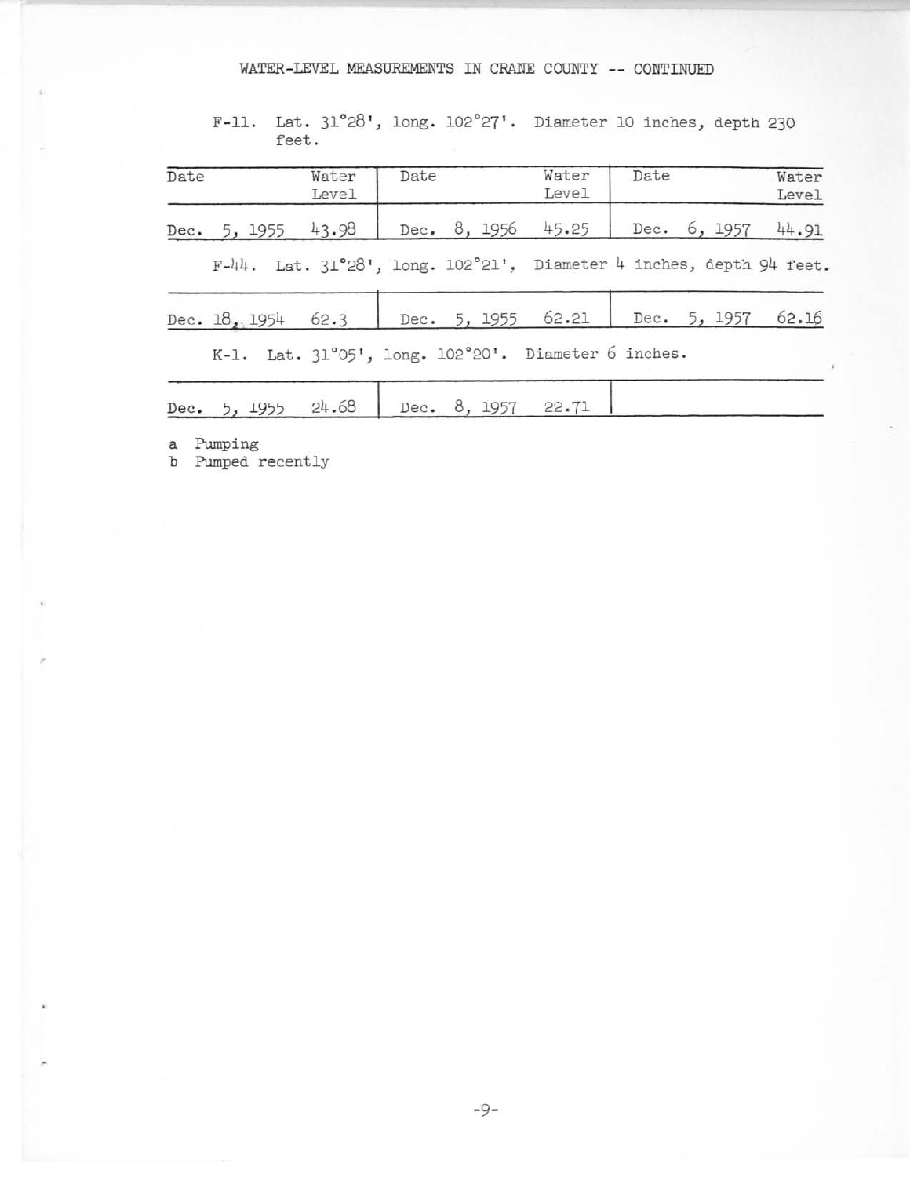WATER-LEVEL MEASUREMENTS IN CRANE COUNTY -- CONTINUED

F-11. Lat. 31°28', long. 102°27'. Diameter 10 inches, depth 230 feet.

| Date | Water Level | Date | Water Level | Date | Water Level |
|---|---|---|---|---|---|
| Dec. 5, 1955 | 43.98 | Dec. 8, 1956 | 45.25 | Dec. 6, 1957 | 44.91 |

F-44. Lat. 31°28', long. 102°21'. Diameter 4 inches, depth 94 feet.

| Date | Water Level | Date | Water Level | Date | Water Level |
|---|---|---|---|---|---|
| Dec. 18, 1954 | 62.3 | Dec. 5, 1955 | 62.21 | Dec. 5, 1957 | 62.16 |

K-1. Lat. 31°05', long. 102°20'. Diameter 6 inches.

| Date | Water Level | Date | Water Level | Date | Water Level |
|---|---|---|---|---|---|
| Dec. 5, 1955 | 24.68 | Dec. 8, 1957 | 22.71 | | |

a Pumping
b Pumped recently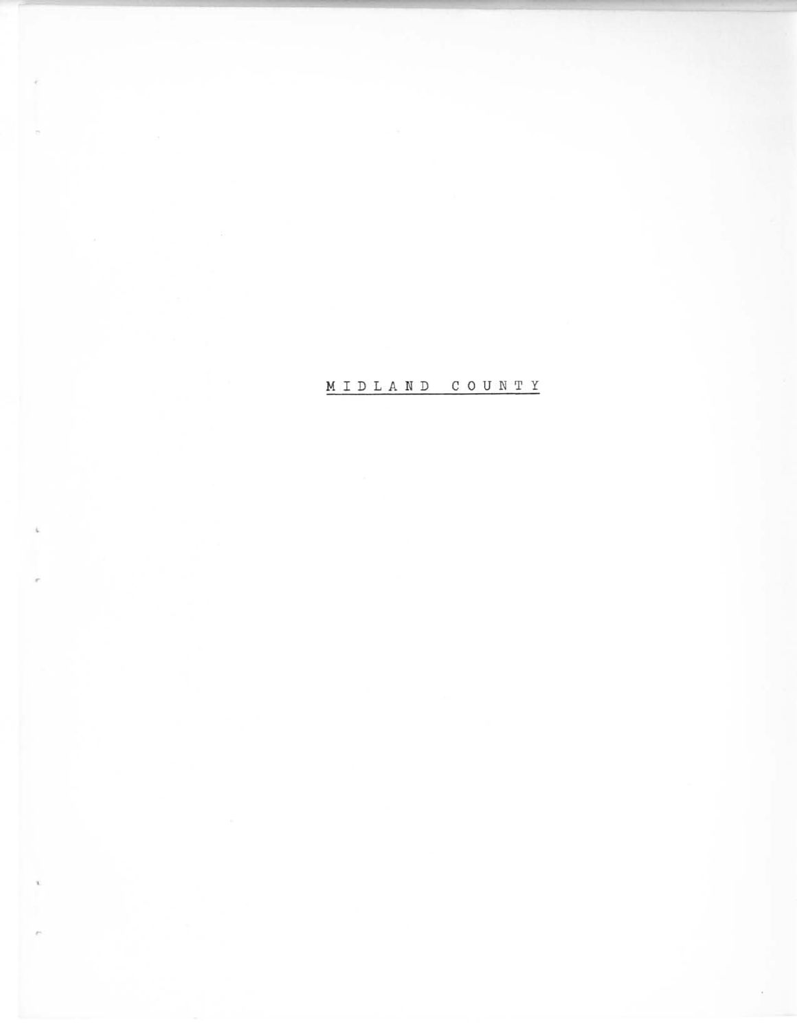# M I D L A N D   C O U N T Y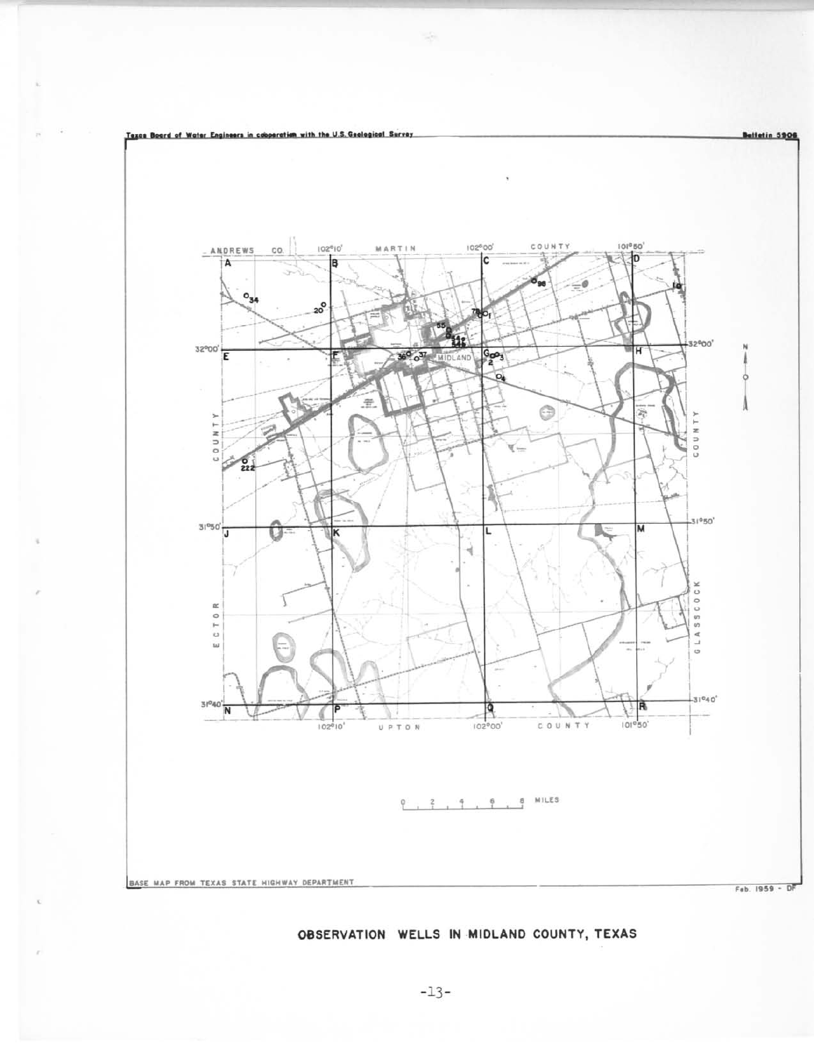Texas Board of Water Engineers in cooperation with the U.S. Geological Survey

Bulletin 5906

BASE MAP FROM TEXAS STATE HIGHWAY DEPARTMENT

Feb. 1959 - DF

**OBSERVATION WELLS IN MIDLAND COUNTY, TEXAS**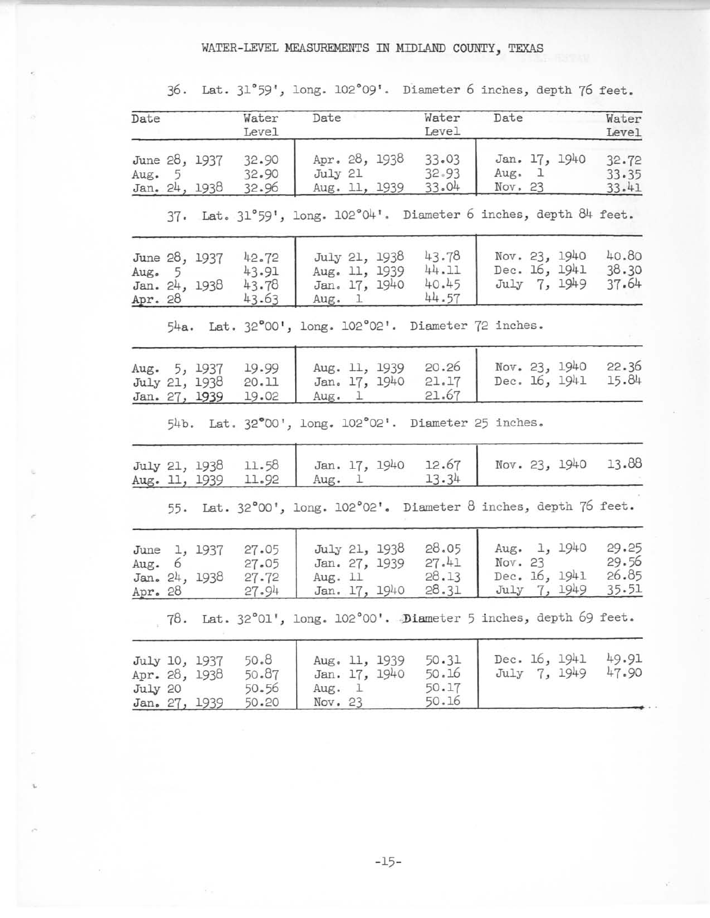# WATER-LEVEL MEASUREMENTS IN MIDLAND COUNTY, TEXAS

36. Lat. 31°59', long. 102°09'. Diameter 6 inches, depth 76 feet.

| Date | Water Level | Date | Water Level | Date | Water Level |
|---|---|---|---|---|---|
| June 28, 1937 | 32.90 | Apr. 28, 1938 | 33.03 | Jan. 17, 1940 | 32.72 |
| Aug. 5 | 32.90 | July 21 | 32.93 | Aug. 1 | 33.35 |
| Jan. 24, 1938 | 32.96 | Aug. 11, 1939 | 33.04 | Nov. 23 | 33.41 |

37. Lat. 31°59', long. 102°04'. Diameter 6 inches, depth 84 feet.

| Date | Water Level | Date | Water Level | Date | Water Level |
|---|---|---|---|---|---|
| June 28, 1937 | 42.72 | July 21, 1938 | 43.78 | Nov. 23, 1940 | 40.80 |
| Aug. 5 | 43.91 | Aug. 11, 1939 | 44.11 | Dec. 16, 1941 | 38.30 |
| Jan. 24, 1938 | 43.78 | Jan. 17, 1940 | 40.45 | July 7, 1949 | 37.64 |
| Apr. 28 | 43.63 | Aug. 1 | 44.57 | | |

54a. Lat. 32°00', long. 102°02'. Diameter 72 inches.

| Date | Water Level | Date | Water Level | Date | Water Level |
|---|---|---|---|---|---|
| Aug. 5, 1937 | 19.99 | Aug. 11, 1939 | 20.26 | Nov. 23, 1940 | 22.36 |
| July 21, 1938 | 20.11 | Jan. 17, 1940 | 21.17 | Dec. 16, 1941 | 15.84 |
| Jan. 27, 1939 | 19.02 | Aug. 1 | 21.67 | | |

54b. Lat. 32°00', long. 102°02'. Diameter 25 inches.

| Date | Water Level | Date | Water Level | Date | Water Level |
|---|---|---|---|---|---|
| July 21, 1938 | 11.58 | Jan. 17, 1940 | 12.67 | Nov. 23, 1940 | 13.88 |
| Aug. 11, 1939 | 11.92 | Aug. 1 | 13.34 | | |

55. Lat. 32°00', long. 102°02'. Diameter 8 inches, depth 76 feet.

| Date | Water Level | Date | Water Level | Date | Water Level |
|---|---|---|---|---|---|
| June 1, 1937 | 27.05 | July 21, 1938 | 28.05 | Aug. 1, 1940 | 29.25 |
| Aug. 6 | 27.05 | Jan. 27, 1939 | 27.41 | Nov. 23 | 29.56 |
| Jan. 24, 1938 | 27.72 | Aug. 11 | 28.13 | Dec. 16, 1941 | 26.85 |
| Apr. 28 | 27.94 | Jan. 17, 1940 | 28.31 | July 7, 1949 | 35.51 |

78. Lat. 32°01', long. 102°00'. Diameter 5 inches, depth 69 feet.

| Date | Water Level | Date | Water Level | Date | Water Level |
|---|---|---|---|---|---|
| July 10, 1937 | 50.8 | Aug. 11, 1939 | 50.31 | Dec. 16, 1941 | 49.91 |
| Apr. 28, 1938 | 50.87 | Jan. 17, 1940 | 50.16 | July 7, 1949 | 47.90 |
| July 20 | 50.56 | Aug. 1 | 50.17 | | |
| Jan. 27, 1939 | 50.20 | Nov. 23 | 50.16 | | |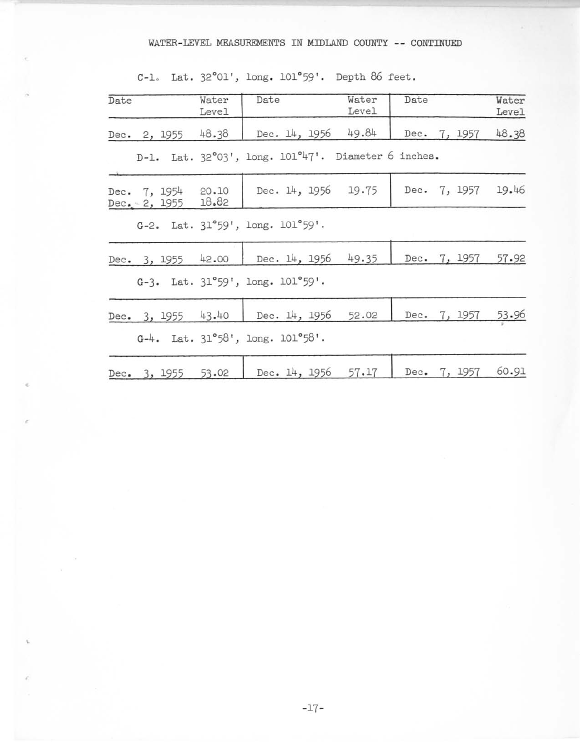WATER-LEVEL MEASUREMENTS IN MIDLAND COUNTY -- CONTINUED

C-1. Lat. 32°01', long. 101°59'. Depth 86 feet.

| Date | Water Level | Date | Water Level | Date | Water Level |
|---|---|---|---|---|---|
| Dec. 2, 1955 | 48.38 | Dec. 14, 1956 | 49.84 | Dec. 7, 1957 | 48.38 |

D-1. Lat. 32°03', long. 101°47'. Diameter 6 inches.

| Date | Water Level | Date | Water Level | Date | Water Level |
|---|---|---|---|---|---|
| Dec. 7, 1954 | 20.10 | Dec. 14, 1956 | 19.75 | Dec. 7, 1957 | 19.46 |
| Dec. 2, 1955 | 18.82 | | | | |

G-2. Lat. 31°59', long. 101°59'.

| Date | Water Level | Date | Water Level | Date | Water Level |
|---|---|---|---|---|---|
| Dec. 3, 1955 | 42.00 | Dec. 14, 1956 | 49.35 | Dec. 7, 1957 | 57.92 |

G-3. Lat. 31°59', long. 101°59'.

| Date | Water Level | Date | Water Level | Date | Water Level |
|---|---|---|---|---|---|
| Dec. 3, 1955 | 43.40 | Dec. 14, 1956 | 52.02 | Dec. 7, 1957 | 53.96 |

G-4. Lat. 31°58', long. 101°58'.

| Date | Water Level | Date | Water Level | Date | Water Level |
|---|---|---|---|---|---|
| Dec. 3, 1955 | 53.02 | Dec. 14, 1956 | 57.17 | Dec. 7, 1957 | 60.91 |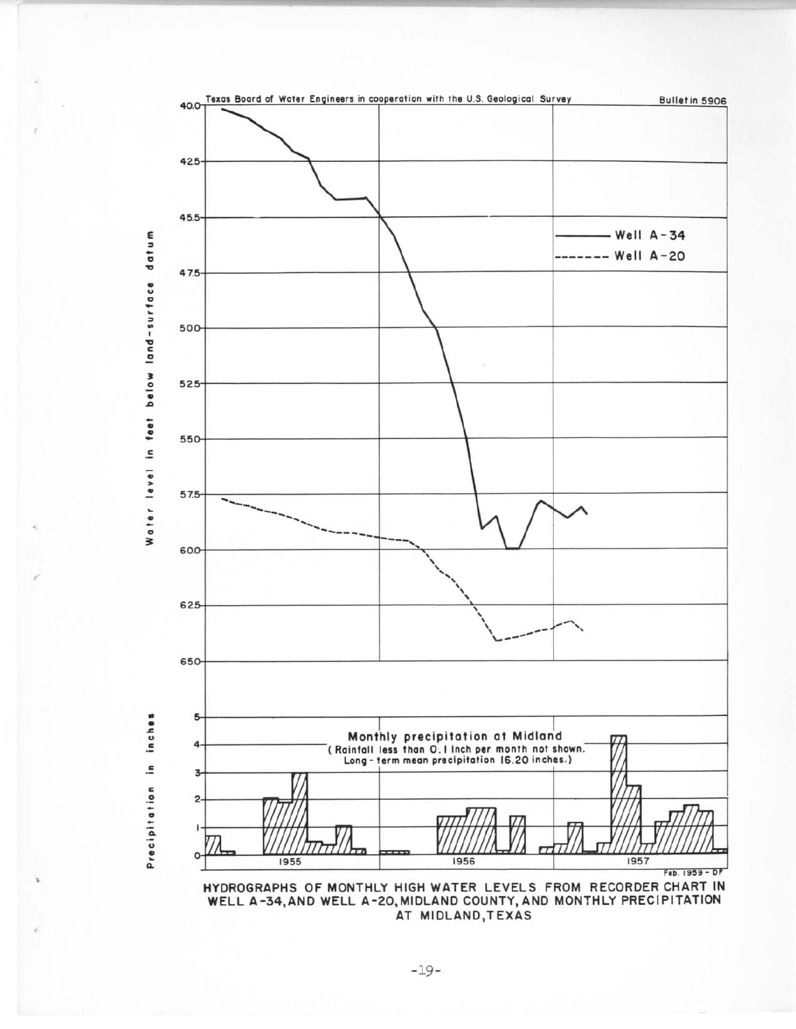Texas Board of Water Engineers in cooperation with the U.S. Geological Survey

Bulletin 5906

Water level in feet below land-surface datum

400
425
450
475
500
525
550
575
600
625
650

Well A-34
Well A-20

Precipitation in inches

5
4
3
2
1
0

Monthly precipitation at Midland
(Rainfall less than 0.1 inch per month not shown.
Long-term mean precipitation 16.20 inches.)

1955
1956
1957

Feb. 1959 - DF

HYDROGRAPHS OF MONTHLY HIGH WATER LEVELS FROM RECORDER CHART IN WELL A-34, AND WELL A-20, MIDLAND COUNTY, AND MONTHLY PRECIPITATION AT MIDLAND, TEXAS